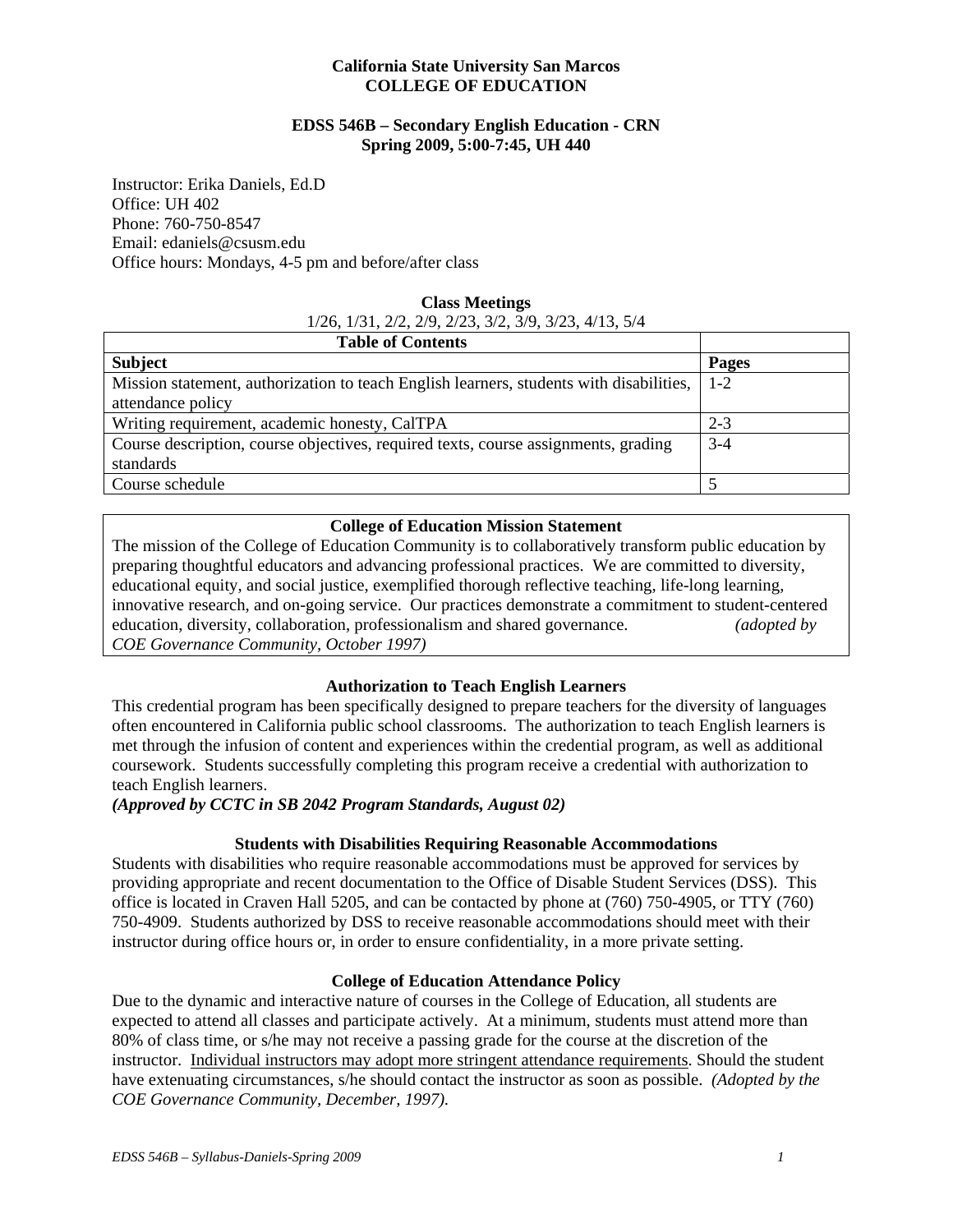**California State University San Marcos**
**COLLEGE OF EDUCATION**

**EDSS 546B – Secondary English Education - CRN**
**Spring 2009, 5:00-7:45, UH 440**

Instructor: Erika Daniels, Ed.D
Office: UH 402
Phone: 760-750-8547
Email: edaniels@csusm.edu
Office hours: Mondays, 4-5 pm and before/after class

**Class Meetings**

1/26, 1/31, 2/2, 2/9, 2/23, 3/2, 3/9, 3/23, 4/13, 5/4

| **Table of Contents** | |
|---|---|
| **Subject** | **Pages** |
| Mission statement, authorization to teach English learners, students with disabilities, attendance policy | 1-2 |
| Writing requirement, academic honesty, CalTPA | 2-3 |
| Course description, course objectives, required texts, course assignments, grading standards | 3-4 |
| Course schedule | 5 |

**College of Education Mission Statement**

The mission of the College of Education Community is to collaboratively transform public education by preparing thoughtful educators and advancing professional practices. We are committed to diversity, educational equity, and social justice, exemplified thorough reflective teaching, life-long learning, innovative research, and on-going service. Our practices demonstrate a commitment to student-centered education, diversity, collaboration, professionalism and shared governance. *(adopted by COE Governance Community, October 1997)*

**Authorization to Teach English Learners**

This credential program has been specifically designed to prepare teachers for the diversity of languages often encountered in California public school classrooms. The authorization to teach English learners is met through the infusion of content and experiences within the credential program, as well as additional coursework. Students successfully completing this program receive a credential with authorization to teach English learners.

***(Approved by CCTC in SB 2042 Program Standards, August 02)***

**Students with Disabilities Requiring Reasonable Accommodations**

Students with disabilities who require reasonable accommodations must be approved for services by providing appropriate and recent documentation to the Office of Disable Student Services (DSS). This office is located in Craven Hall 5205, and can be contacted by phone at (760) 750-4905, or TTY (760) 750-4909. Students authorized by DSS to receive reasonable accommodations should meet with their instructor during office hours or, in order to ensure confidentiality, in a more private setting.

**College of Education Attendance Policy**

Due to the dynamic and interactive nature of courses in the College of Education, all students are expected to attend all classes and participate actively. At a minimum, students must attend more than 80% of class time, or s/he may not receive a passing grade for the course at the discretion of the instructor. <u>Individual instructors may adopt more stringent attendance requirements</u>. Should the student have extenuating circumstances, s/he should contact the instructor as soon as possible. *(Adopted by the COE Governance Community, December, 1997).*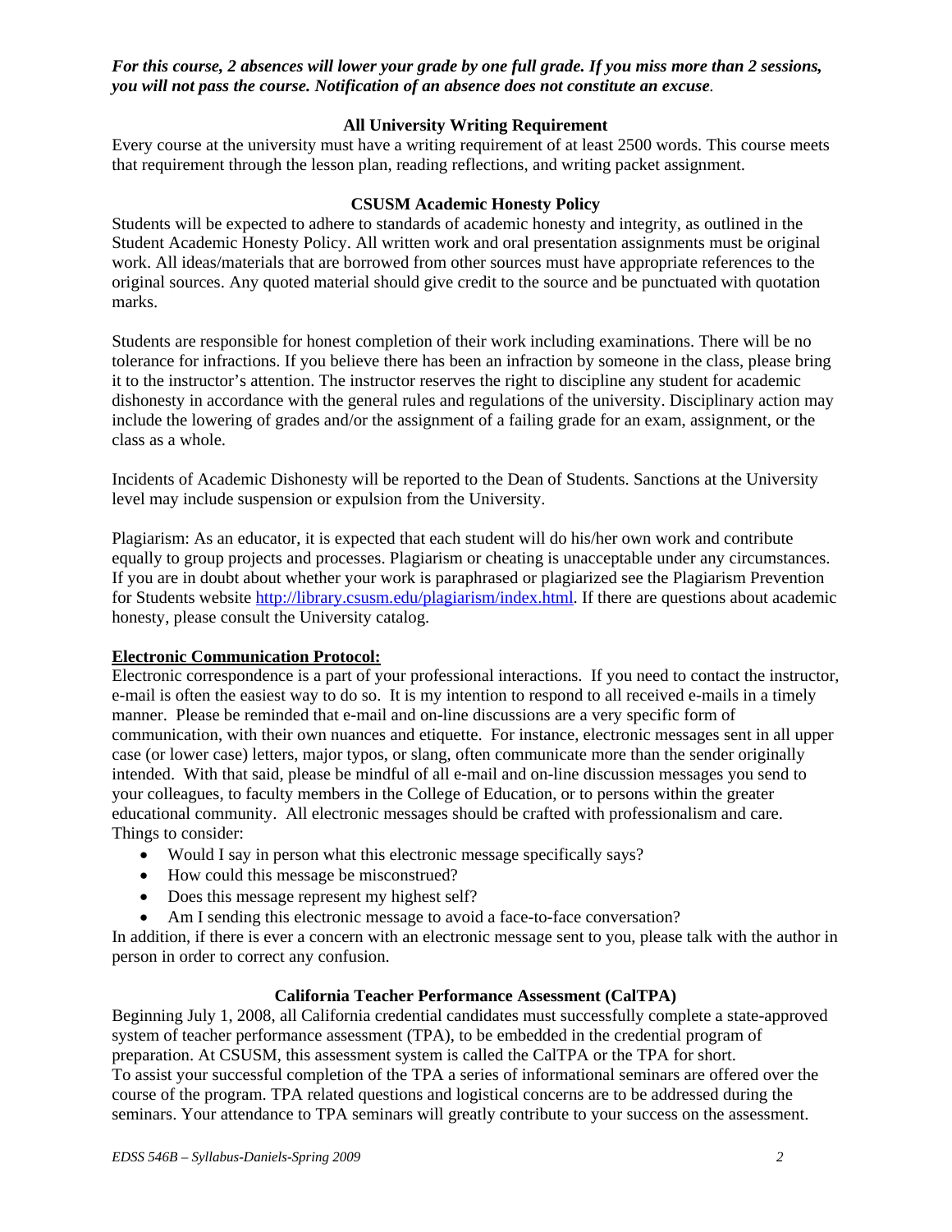***For this course, 2 absences will lower your grade by one full grade. If you miss more than 2 sessions, you will not pass the course. Notification of an absence does not constitute an excuse***.

## All University Writing Requirement

Every course at the university must have a writing requirement of at least 2500 words. This course meets that requirement through the lesson plan, reading reflections, and writing packet assignment.

## CSUSM Academic Honesty Policy

Students will be expected to adhere to standards of academic honesty and integrity, as outlined in the Student Academic Honesty Policy. All written work and oral presentation assignments must be original work. All ideas/materials that are borrowed from other sources must have appropriate references to the original sources. Any quoted material should give credit to the source and be punctuated with quotation marks.

Students are responsible for honest completion of their work including examinations. There will be no tolerance for infractions. If you believe there has been an infraction by someone in the class, please bring it to the instructor's attention. The instructor reserves the right to discipline any student for academic dishonesty in accordance with the general rules and regulations of the university. Disciplinary action may include the lowering of grades and/or the assignment of a failing grade for an exam, assignment, or the class as a whole.

Incidents of Academic Dishonesty will be reported to the Dean of Students. Sanctions at the University level may include suspension or expulsion from the University.

Plagiarism: As an educator, it is expected that each student will do his/her own work and contribute equally to group projects and processes. Plagiarism or cheating is unacceptable under any circumstances. If you are in doubt about whether your work is paraphrased or plagiarized see the Plagiarism Prevention for Students website http://library.csusm.edu/plagiarism/index.html. If there are questions about academic honesty, please consult the University catalog.

**Electronic Communication Protocol:**

Electronic correspondence is a part of your professional interactions. If you need to contact the instructor, e-mail is often the easiest way to do so. It is my intention to respond to all received e-mails in a timely manner. Please be reminded that e-mail and on-line discussions are a very specific form of communication, with their own nuances and etiquette. For instance, electronic messages sent in all upper case (or lower case) letters, major typos, or slang, often communicate more than the sender originally intended. With that said, please be mindful of all e-mail and on-line discussion messages you send to your colleagues, to faculty members in the College of Education, or to persons within the greater educational community. All electronic messages should be crafted with professionalism and care. Things to consider:

- Would I say in person what this electronic message specifically says?
- How could this message be misconstrued?
- Does this message represent my highest self?
- Am I sending this electronic message to avoid a face-to-face conversation?

In addition, if there is ever a concern with an electronic message sent to you, please talk with the author in person in order to correct any confusion.

## California Teacher Performance Assessment (CalTPA)

Beginning July 1, 2008, all California credential candidates must successfully complete a state-approved system of teacher performance assessment (TPA), to be embedded in the credential program of preparation. At CSUSM, this assessment system is called the CalTPA or the TPA for short.
To assist your successful completion of the TPA a series of informational seminars are offered over the course of the program. TPA related questions and logistical concerns are to be addressed during the seminars. Your attendance to TPA seminars will greatly contribute to your success on the assessment.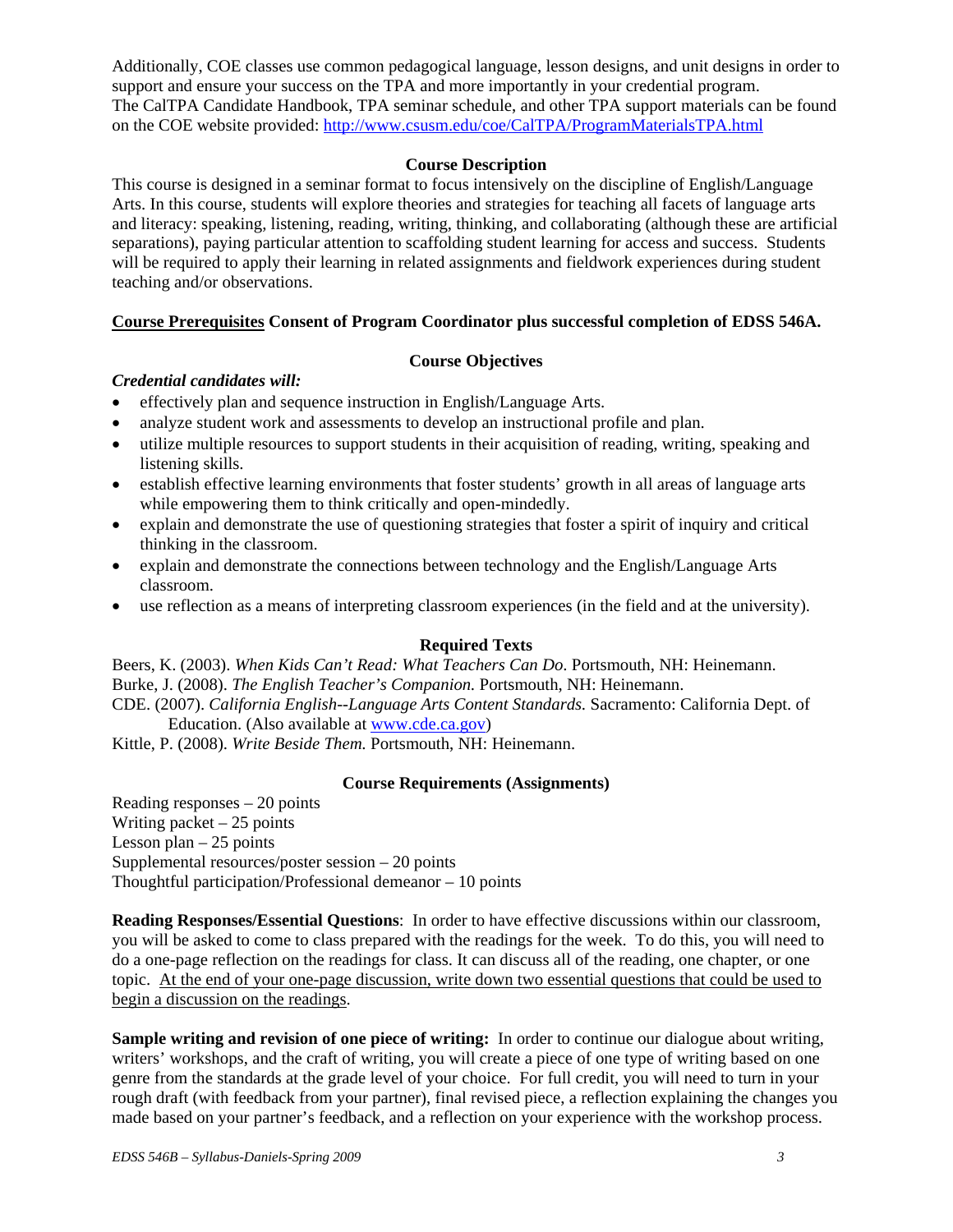Additionally, COE classes use common pedagogical language, lesson designs, and unit designs in order to support and ensure your success on the TPA and more importantly in your credential program. The CalTPA Candidate Handbook, TPA seminar schedule, and other TPA support materials can be found on the COE website provided: http://www.csusm.edu/coe/CalTPA/ProgramMaterialsTPA.html

## Course Description

This course is designed in a seminar format to focus intensively on the discipline of English/Language Arts. In this course, students will explore theories and strategies for teaching all facets of language arts and literacy: speaking, listening, reading, writing, thinking, and collaborating (although these are artificial separations), paying particular attention to scaffolding student learning for access and success. Students will be required to apply their learning in related assignments and fieldwork experiences during student teaching and/or observations.

**<u>Course Prerequisites</u> Consent of Program Coordinator plus successful completion of EDSS 546A.**

## Course Objectives

***Credential candidates will:***

- effectively plan and sequence instruction in English/Language Arts.
- analyze student work and assessments to develop an instructional profile and plan.
- utilize multiple resources to support students in their acquisition of reading, writing, speaking and listening skills.
- establish effective learning environments that foster students' growth in all areas of language arts while empowering them to think critically and open-mindedly.
- explain and demonstrate the use of questioning strategies that foster a spirit of inquiry and critical thinking in the classroom.
- explain and demonstrate the connections between technology and the English/Language Arts classroom.
- use reflection as a means of interpreting classroom experiences (in the field and at the university).

## Required Texts

Beers, K. (2003). *When Kids Can't Read: What Teachers Can Do.* Portsmouth, NH: Heinemann.

Burke, J. (2008). *The English Teacher's Companion.* Portsmouth, NH: Heinemann.

CDE. (2007). *California English--Language Arts Content Standards.* Sacramento: California Dept. of Education. (Also available at www.cde.ca.gov)

Kittle, P. (2008). *Write Beside Them.* Portsmouth, NH: Heinemann.

## Course Requirements (Assignments)

Reading responses – 20 points
Writing packet – 25 points
Lesson plan – 25 points
Supplemental resources/poster session – 20 points
Thoughtful participation/Professional demeanor – 10 points

**Reading Responses/Essential Questions**: In order to have effective discussions within our classroom, you will be asked to come to class prepared with the readings for the week. To do this, you will need to do a one-page reflection on the readings for class. It can discuss all of the reading, one chapter, or one topic. <u>At the end of your one-page discussion, write down two essential questions that could be used to begin a discussion on the readings</u>.

**Sample writing and revision of one piece of writing:** In order to continue our dialogue about writing, writers' workshops, and the craft of writing, you will create a piece of one type of writing based on one genre from the standards at the grade level of your choice. For full credit, you will need to turn in your rough draft (with feedback from your partner), final revised piece, a reflection explaining the changes you made based on your partner's feedback, and a reflection on your experience with the workshop process.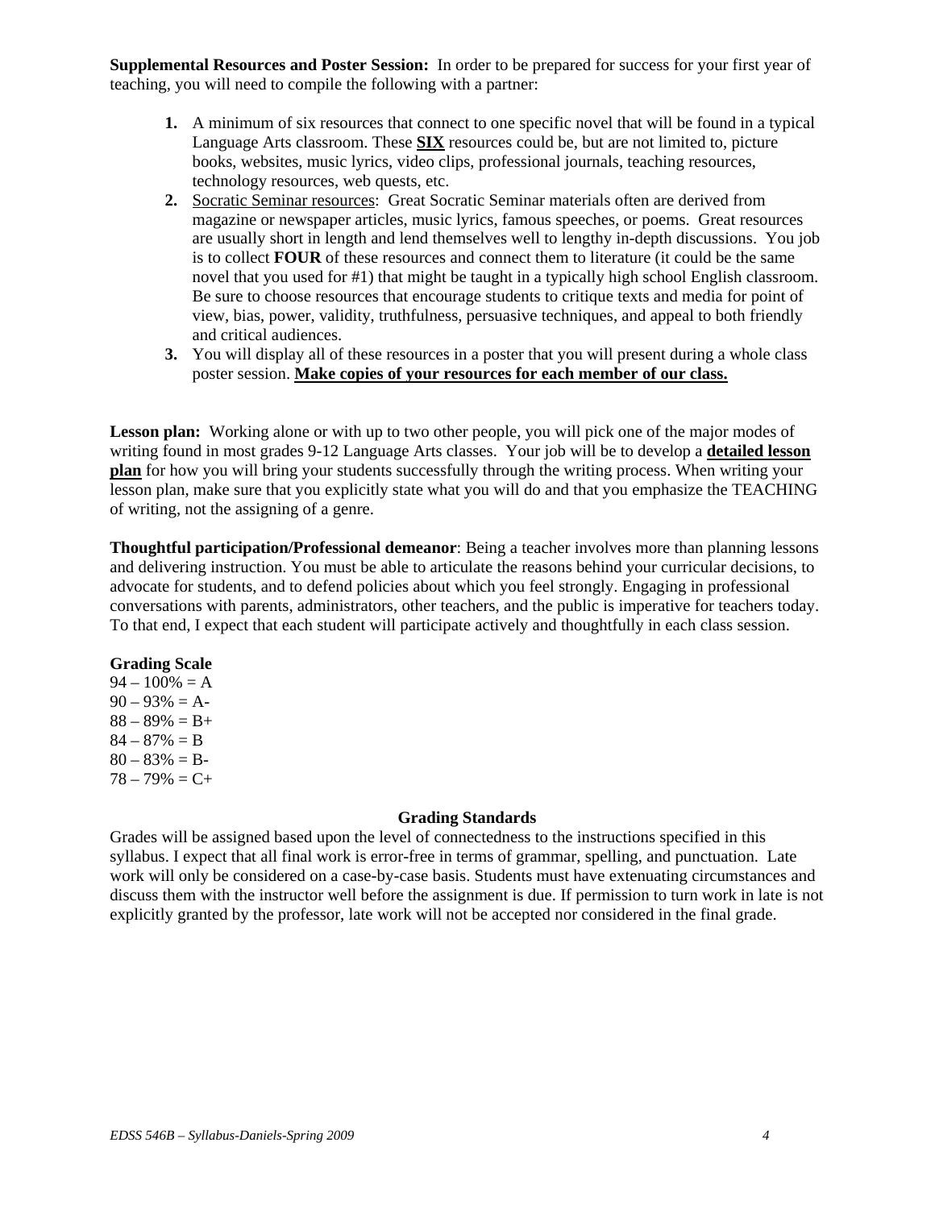**Supplemental Resources and Poster Session:** In order to be prepared for success for your first year of teaching, you will need to compile the following with a partner:

1. A minimum of six resources that connect to one specific novel that will be found in a typical Language Arts classroom. These **SIX** resources could be, but are not limited to, picture books, websites, music lyrics, video clips, professional journals, teaching resources, technology resources, web quests, etc.
2. Socratic Seminar resources: Great Socratic Seminar materials often are derived from magazine or newspaper articles, music lyrics, famous speeches, or poems. Great resources are usually short in length and lend themselves well to lengthy in-depth discussions. You job is to collect **FOUR** of these resources and connect them to literature (it could be the same novel that you used for #1) that might be taught in a typically high school English classroom. Be sure to choose resources that encourage students to critique texts and media for point of view, bias, power, validity, truthfulness, persuasive techniques, and appeal to both friendly and critical audiences.
3. You will display all of these resources in a poster that you will present during a whole class poster session. **Make copies of your resources for each member of our class.**

**Lesson plan:** Working alone or with up to two other people, you will pick one of the major modes of writing found in most grades 9-12 Language Arts classes. Your job will be to develop a **detailed lesson plan** for how you will bring your students successfully through the writing process. When writing your lesson plan, make sure that you explicitly state what you will do and that you emphasize the TEACHING of writing, not the assigning of a genre.

**Thoughtful participation/Professional demeanor**: Being a teacher involves more than planning lessons and delivering instruction. You must be able to articulate the reasons behind your curricular decisions, to advocate for students, and to defend policies about which you feel strongly. Engaging in professional conversations with parents, administrators, other teachers, and the public is imperative for teachers today. To that end, I expect that each student will participate actively and thoughtfully in each class session.

**Grading Scale**
94 – 100% = A
90 – 93% = A-
88 – 89% = B+
84 – 87% = B
80 – 83% = B-
78 – 79% = C+

**Grading Standards**

Grades will be assigned based upon the level of connectedness to the instructions specified in this syllabus. I expect that all final work is error-free in terms of grammar, spelling, and punctuation. Late work will only be considered on a case-by-case basis. Students must have extenuating circumstances and discuss them with the instructor well before the assignment is due. If permission to turn work in late is not explicitly granted by the professor, late work will not be accepted nor considered in the final grade.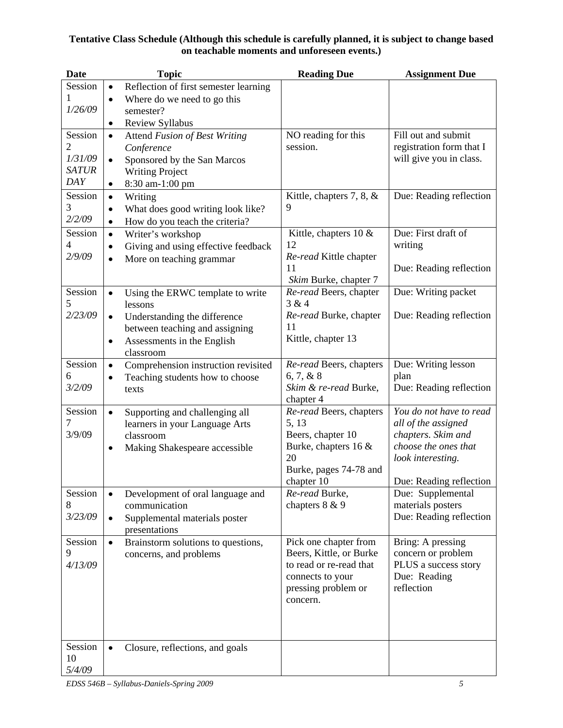**Tentative Class Schedule (Although this schedule is carefully planned, it is subject to change based on teachable moments and unforeseen events.)**

| Date | Topic | Reading Due | Assignment Due |
|---|---|---|---|
| Session 1 *1/26/09* | • Reflection of first semester learning<br>• Where do we need to go this semester?<br>• Review Syllabus | | |
| Session 2 *1/31/09 SATURDAY* | • Attend *Fusion of Best Writing Conference*<br>• Sponsored by the San Marcos Writing Project<br>• 8:30 am-1:00 pm | NO reading for this session. | Fill out and submit registration form that I will give you in class. |
| Session 3 *2/2/09* | • Writing<br>• What does good writing look like?<br>• How do you teach the criteria? | Kittle, chapters 7, 8, & 9 | Due: Reading reflection |
| Session 4 *2/9/09* | • Writer's workshop<br>• Giving and using effective feedback<br>• More on teaching grammar | Kittle, chapters 10 & 12<br>*Re-read* Kittle chapter 11<br>*Skim* Burke, chapter 7 | Due: First draft of writing<br><br>Due: Reading reflection |
| Session 5 *2/23/09* | • Using the ERWC template to write lessons<br>• Understanding the difference between teaching and assigning<br>• Assessments in the English classroom | *Re-read* Beers, chapter 3 & 4<br>*Re-read* Burke, chapter 11<br>Kittle, chapter 13 | Due: Writing packet<br><br>Due: Reading reflection |
| Session 6 *3/2/09* | • Comprehension instruction revisited<br>• Teaching students how to choose texts | *Re-read* Beers, chapters 6, 7, & 8<br>*Skim & re-read* Burke, chapter 4 | Due: Writing lesson plan<br>Due: Reading reflection |
| Session 7 3/9/09 | • Supporting and challenging all learners in your Language Arts classroom<br>• Making Shakespeare accessible | *Re-read* Beers, chapters 5, 13<br>Beers, chapter 10<br>Burke, chapters 16 & 20<br>Burke, pages 74-78 and chapter 10 | *You do not have to read all of the assigned chapters. Skim and choose the ones that look interesting.*<br><br>Due: Reading reflection |
| Session 8 *3/23/09* | • Development of oral language and communication<br>• Supplemental materials poster presentations | *Re-read* Burke, chapters 8 & 9 | Due: Supplemental materials posters<br>Due: Reading reflection |
| Session 9 *4/13/09* | • Brainstorm solutions to questions, concerns, and problems | Pick one chapter from Beers, Kittle, or Burke to read or re-read that connects to your pressing problem or concern. | Bring: A pressing concern or problem PLUS a success story<br>Due: Reading reflection |
| Session 10 *5/4/09* | • Closure, reflections, and goals | | |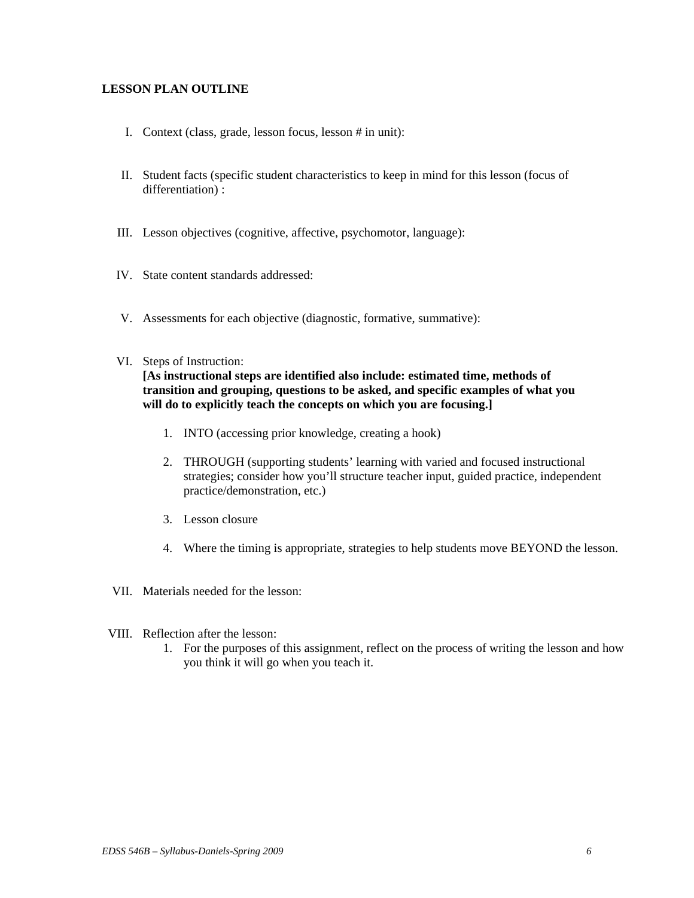**LESSON PLAN OUTLINE**

I. Context (class, grade, lesson focus, lesson # in unit):

II. Student facts (specific student characteristics to keep in mind for this lesson (focus of differentiation) :

III. Lesson objectives (cognitive, affective, psychomotor, language):

IV. State content standards addressed:

V. Assessments for each objective (diagnostic, formative, summative):

VI. Steps of Instruction:
**[As instructional steps are identified also include: estimated time, methods of transition and grouping, questions to be asked, and specific examples of what you will do to explicitly teach the concepts on which you are focusing.]**

   1. INTO (accessing prior knowledge, creating a hook)

   2. THROUGH (supporting students' learning with varied and focused instructional strategies; consider how you'll structure teacher input, guided practice, independent practice/demonstration, etc.)

   3. Lesson closure

   4. Where the timing is appropriate, strategies to help students move BEYOND the lesson.

VII. Materials needed for the lesson:

VIII. Reflection after the lesson:
   1. For the purposes of this assignment, reflect on the process of writing the lesson and how you think it will go when you teach it.